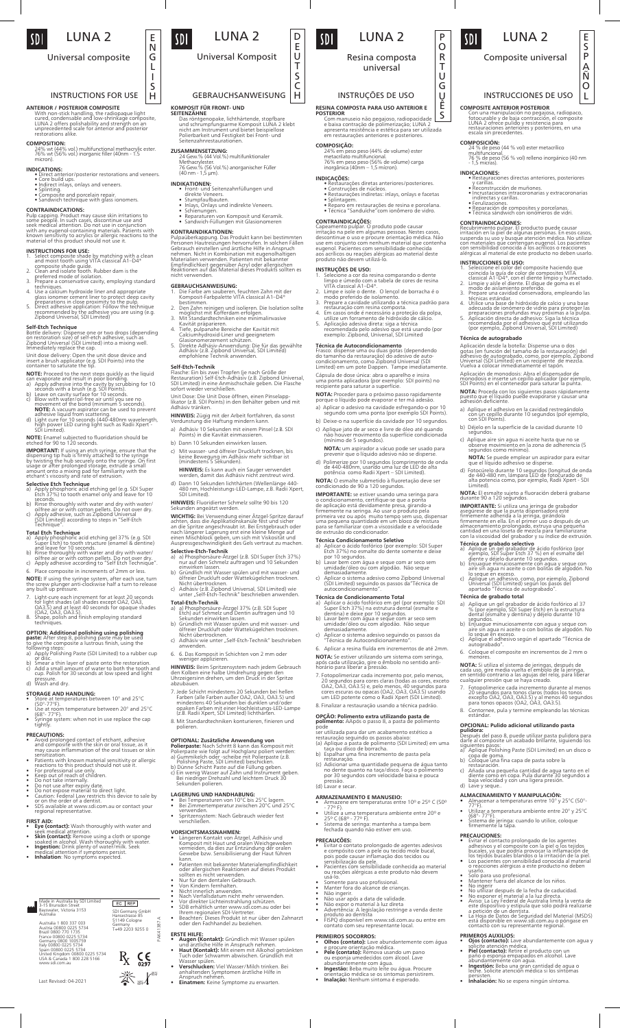# LUNA 2

## Universal composite

### INSTRUCTIONS FOR USE

**ANTERIOR / POSTERIOR COMPOSITE**

With non-stick handling, the radiopaque light cured, condensable and low-shrinkage composite, LUNA 2 offers polishability and strength on an unprecedented scale for anterior and posterior restorations alike.

**COMPOSITION:**

24% wt (44% vol.) multifunctional methacrylic ester. 76% wt (56% vol.) inorganic filler (40nm - 1.5 micron).

**INDICATIONS:**

- Direct anterior/posterior restorations and veneers.
- Core build ups.
- Indirect inlays, onlays and veneers.
- Splinting.
- Composite and porcelain repair.
- Sandwich technique with glass ionomers.

**CONTRAINDICATIONS:**

Pulp capping. Product may cause skin irritations to some people. In such cases, discontinue use and seek medical attention. Do not use in conjunction with any eugenol-containing materials. Patients with known sensitivity to acrylics or allergic reactions to the material of this product should not use it.

**INSTRUCTIONS FOR USE:**

1. Select composite shade by matching with a clean and moist tooth using VITA classical A1–D4* composite shade guide.
2. Clean and isolate tooth. Rubber dam is the preferred mode of isolation.
3. Prepare a conservative cavity, employing standard techniques.
4. Use a calcium hydroxide liner and appropriate glass ionomer cement liner to protect deep cavity preparations in close proximity to the pulp.
5. Direct adhesive application: Follow the technique recommended by the adhesive you are using (e.g. Zipbond Universal, SDI Limited)

**Self-Etch Technique**

Bottle delivery: Dispense one or two drops (depending on restoration size) of self-etch adhesive, such as Zipbond Universal (SDI Limited) into a mixing well. Immediately replace the cap.

Unit dose delivery: Open the unit dose device and insert a brush applicator (e.g. SDI Points) into the container to saturate the tip.

**NOTE:** Proceed to the next steps quickly as the liquid can evaporate and result in poor bonding.

a) Apply adhesive into the cavity by scrubbing for 10 seconds with a brush (e.g. SDI Points).
b) Leave on cavity surface for 10 seconds.
c) Blow with water/oil-free air until you see no movement of the bond (minimum 5 seconds).
   **NOTE:** A vacuum aspirator can be used to prevent adhesive liquid from scattering.
d) Light cure for 10 seconds (440-480nm wavelength, high power LED curing light such as Radii Xpert - SDI Limited).

**NOTE:** Enamel subjected to fluoridation should be etched for 90 to 120 seconds.

**IMPORTANT:** If using an etch syringe, ensure that the dispensing tip hub is firmly attached to the syringe by twisting the hub securely onto the syringe. On first usage or after prolonged storage, extrude a small amount onto a mixing pad for familiarity with the etchant's viscosity and rate of extrusion.

**Selective Etch Technique**

a) Apply phosphoric acid etching gel (e.g. SDI Super Etch 37%) to tooth enamel only and leave for 10 seconds.
b) Rinse thoroughly with water and dry with water/oil-free air or with cotton pellets. Do not over dry.
c) Apply adhesive, such as Zipbond Universal (SDI Limited) according to steps in "Self-Etch Technique".

**Total Etch Technique**

a) Apply phosphoric acid etching gel 37% (e.g. SDI Super Etch) to tooth structure (enamel & dentine) and leave for 10 seconds.
b) Rinse thoroughly with water and dry with water/oil-free air or with cotton pellets. Do not over dry.
c) Apply adhesive according to "Self Etch Technique".

6. Place composite in increments of 2mm or less.

**NOTE:** If using the syringe system, after each use, turn the screw plunger anti-clockwise half a turn to release any built up pressure.

7. Light-cure each increment for at least 20 seconds for light shades (all shades except OA2, OA3, OA3.5) and at least 40 seconds for opaque shades (OA2, OA3, OA3.5).
8. Shape, polish and finish employing standard techniques.

**OPTION: Additional polishing using polishing paste:** After step 8, polishing paste may be used to give the composite a lustrous finish, using the following steps:

a) Apply Polishing Paste (SDI Limited) to a rubber cup or disc.
b) Smear a thin layer of paste onto the restoration.
c) Add a small amount of water to both the tooth and cup. Polish for 30 seconds at low speed and light pressure.
d) Wash and dry.

**STORAGE AND HANDLING:**

- Store at temperatures between 10° and 25°C (50°-77°F).
- Use at room temperature between 20° and 25°C (68°- 77°F).
- Syringe system: when not in use replace the cap tightly.

**PRECAUTIONS:**

- Avoid prolonged contact of etchant, adhesive and composite with the skin or oral tissue, as it may cause inflammation of the oral tissues or skin sensitization.
- Patients with known material sensitivity or allergic reactions to this product should not use it.
- For professional use only.
- Keep out of reach of children.
- Do not take internally.
- Do not use after expiry date.
- Do not expose material to direct light.
- Caution: Federal Law restricts this device to sale by or on the order of a dentist.
- SDS available at www.sdi.com.au or contact your regional representative.

**FIRST AID:**

- **Eye (contact):** Wash thoroughly with water and seek medical attention.
- **Skin (contact):** Remove using a cloth or sponge soaked in alcohol. Wash thoroughly with water.
- **Ingestion:** Drink plenty of water/milk. Seek medical attention if symptoms persist.
- **Inhalation**: No symptoms expected.

Made in Australia by SDI Limited
3-15 Brunsdon Street
Bayswater, Victoria 3153
Australia

Australia 1 800 337 003
Austria 00800 0225 5734
Brazil 0800 770 1735
France 00800 0225 5734
Germany 0800 1005759
Italy 00800 0225 5734
Spain 00800 0225 5734
United Kingdom 00800 0225 5734
USA & Canada 1 800 228 5166
www.sdi.com.au

EC REP
SDI Germany GmbH
Hansestrasse 85
51149 Cologne
Germany
T+49 2203 9255 0

P4K41387 A

0297

Last Revised: 04-2021

# LUNA 2

## Universal Komposit

### GEBRAUCHSANWEISUNG

**KOMPOSIT FÜR FRONT- UND SEITENZÄHNE**

Das röntgenopake, lichthärtende, stopfbare und schrumpfungsarme Komposit LUNA 2 klebt nicht am Instrument und bietet beispiellose Polierbarkeit und Festigkeit bei Front- und Seitenzahnrestaurationen.

**ZUSAMMENSETZUNG:**

24 Gew.% (44 Vol.%) multifunktionaler Methacrylester.
76 Gew.% (56 Vol.%) anorganischer Füller (40 nm - 1,5 µm).

**INDIKATIONEN:**

- Front- und Seitenzahnfüllungen und direkte Veneers.
- Stumpfaufbauten.
- Inlays, Onlays und indirekte Veneers.
- Schienungen.
- Reparaturen von Komposit und Keramik.
- Sandwich-Füllungen mit Glasionomeren

**KONTRAINDIKATIONEN:**

Pulpaüberkappung. Das Produkt kann bei bestimmten Personen Hautreizungen hervorrufen. In solchen Fällen Gebrauch einstellen und ärztliche Hilfe in Anspruch nehmen. Nicht in Kombination mit eugenolhaltigen Materialien verwenden. Patienten mit bekannter Empfindlichkeit gegenüber Acryl oder allergischen Reaktionen auf das Material dieses Produkts sollten es nicht verwenden.

**GEBRAUCHSANWEISUNG:**

1. Die Farbe am sauberen, feuchten Zahn mit der Komposit-Farbpalette VITA classical A1–D4* bestimmen.
2. Den Zahn reinigen und isolieren. Die Isolation sollte möglichst mit Kofferdam erfolgen.
3. Mit Standardtechniken eine minimalinvasive Kavität präparieren.
4. Tiefe, pulpanahe Bereiche der Kavität mit Calciumhydroxid-Liner und geeignetem Glasionomerzement schützen.
5. Direkte Adhäsiv-Anwendung: Die für das gewählte Adhäsiv (z.B. Zipbond Universal, SDI Limited) empfohlene Technik anwenden.

**Self-Etch-Technik**

Flasche: Ein bis zwei Tropfen (je nach Größe der Restauration) Self-Etch-Adhäsiv (z.B. Zipbond Universal, SDI Limited) in eine Anmischschale geben. Die Flasche sofort wieder verschließen.

Unit Dose: Die Unit Dose öffnen, einen Pinselapplikator (z.B. SDI Points) in den Behälter geben und mit Adhäsiv tränken.

**HINWEIS:** Zügig mit der Arbeit fortfahren, da sonst Verdunstung die Haftung mindern kann.

a) Adhäsiv 10 Sekunden mit einem Pinsel (z.B. SDI Points) in die Kavität einmassieren.
b) Dann 10 Sekunden einwirken lassen.
c) Mit wasser- und ölfreier Druckluft trocknen, bis keine Bewegung im Adhäsiv mehr sichtbar ist (mindestens 5 Sekunden).
   **HINWEIS:** Es kann auch ein Sauger verwendet werden, damit das Adhäsiv nicht zerstreut wird.
d) Dann 10 Sekunden lichthärten (Wellenlänge 440-480 nm, Hochleistungs-LED-Lampe, z.B. Radii Xpert, SDI Limited).

**HINWEIS:** Fluoridierter Schmelz sollte 90 bis 120 Sekunden angeätzt werden.

**WICHTIG:** Bei Verwendung einer Ätzgel-Spritze darauf achten, dass die Applikationskanüle fest sitzt und sicher an die Spritze angeschraubt ist. Bei Erstgebrauch oder nach längerer Lagerung erst eine kleine Menge auf einen Mischblock geben, um sich mit Viskosität und Auspressgeschwindigkeit des Gels vertraut zu machen.

**Selective-Etch-Technik**

a) Phosphorsäure-Ätzgel (z.B. SDI Super Etch 37%) nur auf den Schmelz auftragen und 10 Sekunden einwirken lassen.
b) Gründlich mit Wasser spülen und mit wasser- und ölfreier Druckluft oder Wattekügelchen trocknen. Nicht übertrocknen.
c) Adhäsiv (z.B. Zipbond Universal, SDI Limited) wie unter „Self-Etch-Technik" beschrieben anwenden.

**Total-Etch-Technik**

a) Phosphorsäure-Ätzgel 37% (z.B. SDI Super Etch) auf Schmelz und Dentin auftragen und 10 Sekunden einwirken lassen.
b) Gründlich mit Wasser spülen und mit wasser- und ölfreier Druckluft oder Wattekügelchen trocknen. Nicht übertrocknen.
c) Adhäsiv wie unter „Self-Etch-Technik" beschrieben anwenden.

6. Das Komposit in Schichten von 2 mm oder weniger applizieren.

**HINWEIS:** Beim Spritzensystem nach jedem Gebrauch den Kolben eine halbe Umdrehung gegen den Uhrzeigersinn drehen, um den Druck in der Spritze abzubauen.

7. Jede Schicht mindestens 20 Sekunden bei hellen Farben (alle Farben außer OA2, OA3, OA3.5) und mindestens 40 Sekunden bei dunklen und/oder opaken Farben mit einer Hochleistungs-LED-Lampe (z.B. Radii Xpert, SDI Limited) lichthärten.
8. Mit Standardtechniken konturieren, finieren und polieren.

**OPTIONAL: Zusätzliche Anwendung von Polierpaste:** Nach Schritt 8 kann das Komposit mit Polierpaste wie folgt auf Hochglanz poliert werden:

a) Gummikelch oder -scheibe mit Polierpaste (z.B. Polishing Paste, SDI Limited) beschicken.
b) Dünne Schicht Paste auf die Füllung geben.
c) Ein wenig Wasser auf Zahn und Instrument geben. Bei niedriger Drehzahl und leichtem Druck 30 Sekunden polieren.

**LAGERUNG UND HANDHABUNG:**

- Bei Temperaturen von 10°C bis 25°C lagern.
- Bei Zimmertemperatur zwischen 20°C und 25°C verwenden.
- Spritzensystem: Nach Gebrauch wieder fest verschließen.

**VORSICHTSMASSNAHMEN:**

- Längeren Kontakt von Ätzgel, Adhäsiv und Komposit mit Haut und oralen Weichgeweben vermeiden, da dies zur Entzündung der oralen Gewebe bzw. Sensibilisierung der Haut führen kann.
- Patienten mit bekannter Materialempfindlichkeit oder allergischen Reaktionen auf dieses Produkt sollten es nicht verwenden.
- Nur für den zahnärztlichen Gebrauch.
- Von Kindern fernhalten.
- Nicht innerlich anwenden.
- Nach Verfallsdatum nicht mehr verwenden.
- Vor direkter Lichteinstrahlung schützen.
- SDB erhältlich unter www.sdi.com.au oder bei Ihrem regionalen SDI-Vertreter.
- Beachten: Dieses Produkt ist nur über den Zahnarzt oder den Fachhandel zu beziehen.

**ERSTE HILFE:**

- **Augen (Kontakt):** Gründlich mit Wasser spülen und ärztliche Hilfe in Anspruch nehmen.
- **Haut (Kontakt):** Mit einem mit Alkohol getränkten Tuch oder Schwamm abwischen. Gründlich mit Wasser spülen.
- **Verschlucken:** Viel Wasser/Milch trinken. Bei anhaltenden Symptomen ärztliche Hilfe in Anspruch nehmen.
- **Einatmen:** Keine Symptome zu erwarten.

# LUNA 2

## Resina composta universal

### INSTRUÇÕES DE USO

**RESINA COMPOSTA PARA USO ANTERIOR E POSTERIOR**

Com manuseio não pegajoso, radiopacidade e baixa contração de polimerização; LUNA 2 apresenta resistência e estética para ser utilizada em restaurações anteriores e posteriores.

**COMPOSIÇÃO:**

24% em peso peso (44% de volume) ester metacrilato multifuncional.
76% em peso peso (56% de volume) carga inorgânica (40nm – 1,5 micron).

**INDICAÇÕES:**

- Restaurações diretas anteriores/posteriores.
- Construções de núcleos.
- Restaurações indiretas: inlays, onlays e facetas
- Splintagem.
- Reparo em restaurações de resina e porcelana.
- Técnica "Sanduíche"com ionômero de vidro.

**CONTRAINDICAÇÕES:**

Capeamento pulpar. O produto pode causar irritação na pele em algumas pessoas. Nestes casos, descontinue o uso e procure orientação médica. Não use em conjunto com nenhum material que contenha eugenol. Pacientes com sensibilidade conhecida aos acrílicos ou reações alérgicas ao material deste produto não devem utilizá-lo.

**INSTRUÇÕES DE USO:**

1. Selecione a cor da resina comparando o dente limpo e úmedo com a tabela de cores de resina VITA classical A1–D4*.
2. Limpe e isole o dente. O Isolamento absoluto é o modo preferido de isolamento.
3. Prepare a cavidade utilizando a técnica padrão para restauração com resina composta.
4. Em casos onde é necessário a proteção da polpa, utilize um forramento de hidróxido de cálcio.
5. Aplicação adesiva direta: siga a técnica recomendada pelo adesivo que está usando (por exemplo: Zipbond, Universal, SDI Limited

**Técnica de Autocondicionamento**

Frasco: dispense uma ou duas gotas (dependendo do tamanho da restauração) do adesivo de auto-condicionamento, como Zipbond Universal (SDI Limited) em um pote Dappen. Tampe imediatamente.

Cápsula de dose única: abra o aparelho e insira uma ponta aplicadora (por exemplo: SDI points) no recipiente para saturar a superfície.

**NOTA:** Proceder para o próximo passo rapidamente porque o líquido pode evaporar e ter má adesão.

a) Aplicar o adesivo na cavidade esfregando-o por 10 segundo com uma ponta (por exemplo SDI Points).
b) Deixe o na superfície da cavidade por 10 segundos.
c) Aplicar jato de ar seco e livre de óleo até quando não houver movimento da superfície condicionada (mínimo de 5 segundos).
   **NOTA:** um aspirador a vácuo pode ser usado para prevenir que o líquido adesivo não se disperse.
d) Polimerize por 10 segundos (comprimento de onda de 440-480nm, usando uma luz de LED de alta potência como Radii Xpert – SDI Limited).

**NOTA:** O esmalte submetido a fluoretação deve ser condicionado de 90 a 120 segundos.

**IMPORTANTE:** se estiver usando uma seringa para o condicionamento, certifique-se que a ponta de aplicação está devidamente presa, girando-a firmemente na seringa. Ao usar o produto pela primeira vez ou após muito tempo sem uso, dispensar uma pequena quantidade em um bloco de mistura para se familiarizar com a viscosidade e a velocidade de extrusão do condicionador.

**Técnica Condicionamento Seletivo**

a) Aplicar o ácido fosfórico (por exemplo: SDI Super Etch 37%) no esmalte do dente somente e deixe por 10 segundos.
b) Lavar bem com água e seque com ar seco sem umidade/óleo ou com algodão. Não seque demasiadamente.
c) Aplicar o sistema adesivo como Zipbond Universal (SDI Limited) seguindo os passos da"Técnica de autocondicionamento".

**Técnica de Condicionamento Total**

a) Aplicar o ácido fosfórico em gel (por exemplo: SDI Super Etch 37%) na estrutura dental (esmalte e dentina) e deixe por 10 segundos.
b) Lavar bem com água e seque com ar seco sem umidade/óleo ou com algodão. Não seque demasiadamente.
c) Aplicar o sistema adesivo seguindo os passos da "Técnica de Autocondicionamento".

6. Aplicar a resina fluída em incrementos de até 2mm.

**NOTA:** Se estiver utilizando um sistema com seringa, após cada utilização, gire o êmbolo no sentido anti-horário para liberar a pressão.

7. Fotopolimerizar cada incremento por, pelo menos, 20 segundos para cores claras (todas as cores, exceto OA2, OA3, OA3.5) e, pelo menos, 40 segundos para cores escuras ou opacas (OA2, OA3, OA3.5) usando um LED potente como o Radii Xpert (SDI Limited).
8. Finalizar a restauração usando a técnica padrão.

**OPÇÃO: Polimento extra utilizando pasta de polimento:** AApós o passo 8, a pasta de polimento pode ser utilizada para dar um acabamento estético a restauração seguindo os passos abaixo:

(a) Aplique a pasta de polimento (SDI Limited) em uma taça ou disco de borracha.
(b) Espalhar uma fina incremento de pasta pela restauração.
(c) Adicionar uma quantidade pequena de água tanto no dente quanto na taça/disco. Faça o polimento por 30 segundos com velocidade baixa e pouca pressão.
(d) Lavar e secar.

**ARMAZENAMENTO E MANUSEIO:**

- Armazene em temperaturas entre 10º e 25º C (50º - 77º F).
- Utilize a uma temperatura ambiente entre 20º e 25º C (68º - 77º F).
- Sistema de seringa: mantenha a tampa bem fechada quando não estiver em uso.

**PRECAUÇÕES:**

- Evitar o contato prolongado de agentes adesivos e composite com a pele ou tecido mole bucal, pois pode causar inflamação dos tecidos ou sensibilização da pele.
- Pacientes com sensibilidade conhecida ao material ou reações alérgicas a este produto não devem usá-lo.
- Somente para uso profissional.
- Manter fora do alcance de crianças.
- Não ingerir.
- Não usar após a data da validade.
- Não expor o material à luz direta
- Advertência: A legislação restringe a venda deste produto ao dentista
- FISPQ disponível em www.sdi.com.au ou entre em contato com seu representante local.

**PRIMEIROS SOCORROS:**

- **Olhos (contato):** Lave abundantemente com água e procure orientação médica.
- **Pele (contato):** Remova usando um pano ou esponja umedecido com álcool. Lave abundantemente com água.
- **Ingestão:** Beba muito leite ou água. Procure orientação médica se os sintomas persistirem.
- **Inalação:** Nenhum sintoma é esperado.

# LUNA 2

## Composite universal

### INSTRUCCIONES DE USO

**COMPOSITE ANTERIOR POSTERIOR**

Con una manipulación no pegajosa, radiopaco, fotocurable y de baja contracción, el composite LUNA 2 ofrece pulido y resistencia para restauraciones anteriores y posteriores, en una escala sin precedentes.

**COMPOSICIÓN:**

24 % de peso (44 % vol) ester metacrílico multifuncional.
76 % de peso (56 % vol) relleno inorgánico (40 nm - 1,5 micras).

**INDICACIONES:**

- Restauraciones directas anteriores, posteriores y carillas.
- Reconstrucción de muñones.
- Incrustaciones intracoronarias y extracoronarias indirectas y carillas.
- Ferulizaciones.
- Reparación de composites y porcelanas.
- Técnica sándwich con ionómeros de vidrio.

**CONTRAINDICACIONES:**

Recubrimiento pulpar. El producto puede causar irritación en la piel de algunas personas. En esos casos, suspenda su uso y busque atención médica. No utilizar con materiales que contengan eugenol. Los pacientes con sensibilidad conocida a los acrílicos o reacciones alérgicas al material de este producto no deben usarlo.

**INSTRUCCIONES DE USO:**

1. Seleccione el color del composite haciendo que coincida la guía de color de composites VITA classical A1–D4*, con el diente limpio y humectado.
2. Limpie y aísle el diente. El dique de goma es el modo de aislamiento preferido.
3. Prepare una cavidad conservadora, empleando las técnicas estándar.
4. Utilice una base de hidróxido de calcio y una base adecuada de ionómero de vidrio para proteger las preparaciones profundas muy próximas a la pulpa.
5. Aplicación directa de adhesivo: Siga la técnica recomendada por el adhesivo que esté utilizando (por ejemplo, Zipbond Universal, SDI Limited)

**Técnica de autograbado**

Aplicación desde la botella: Dispense una o dos gotas (en función del tamaño de la restauración) del adhesivo de autograbado, como, por ejemplo, Zipbond Universal (SDI Limited) en un recipiente de mezcla. Vuelva a colocar inmediatamente el tapón.

Aplicación de monodosis: Abra el dispensador de monodosis e inserte un cepillo aplicador (por ejemplo, SDI Points) en el contenedor para saturar la punta.

**NOTA:** Proceda con los siguientes pasos rápidamente puesto que el líquido puede evaporarse y causar una adhesión deficiente.

a) Aplique el adhesivo en la cavidad restregándolo con un cepillo durante 10 segundos (por ejemplo, con SDI Points).
b) Déjelo en la superficie de la cavidad durante 10 segundos.
c) Aplique aire sin agua ni aceite hasta que no se observe movimiento en la zona de adherencia (5 segundos como mínimo).
   **NOTA:** Se puede emplear un aspirador para evitar que el líquido adhesivo se disperse.
d) Fotocúrelo durante 10 segundos (longitud de onda de 440-480 nm, lámpara LED de fotocurado de alta potencia como, por ejemplo, Radii Xpert - SDI Limited).

**NOTA:** El esmalte sujeto a fluoración deberá grabarse durante 90 a 120 segundos.

**IMPORTANTE:** Si utiliza una jeringa de grabador asegúrese de que la punta dispensadora esté firmemente adherida a la jeringa, girándola firmemente en ella. En el primer uso o después de un almacenamiento prolongado, extruya una pequeña cantidad en una loseta de mezcla para familiarizarse con la viscosidad del grabador y su índice de extrusión.

**Técnica de grabado selectivo**

a) Aplique un gel grabador de ácido fosfórico (por ejemplo, SDI Super Etch 37 %) en el esmalte del diente y déjelo durante 10 segundos.
b) Enjuague minuciosamente con agua y seque con aire sin agua ni aceite o con bolitas de algodón. No lo seque en exceso.
c) Aplique un adhesivo, como, por ejemplo, Zipbond Universal (SDI Limited) según los pasos del apartado "Técnica de autograbado".

**Técnica de grabado total**

a) Aplique un gel grabador de ácido fosfórico al 37 % (por ejemplo, SDI Super Etch) en la estructura dental (esmalte y dentina) y déjelo durante 10 segundos.
b) Enjuague minuciosamente con agua y seque con aire sin agua ni aceite o con bolitas de algodón. No lo seque en exceso.
c) Aplique el adhesivo según el apartado "Técnica de autograbado".

6. Coloque el composite en incrementos de 2 mm o menores.

**NOTA:** Si utiliza el sistema de jeringas, después de cada uso, gire media vuelta el émbolo de la jeringa, en sentido contrario a las agujas del reloj, para liberar cualquier presión que se haya creado.

7. Fotopolimerice cada incremento durante al menos 20 segundos para tonos claros (todos los tonos excepto OA2, OA3, OA3.5) y al menos 40 segundos para tonos opacos (OA2, OA3, OA3.5).
8. Contornee, pula y termine empleando las técnicas estándar.

**OPCIONAL: Pulido adicional utilizando pasta pulidora:**

Después del paso 8, puede utilizar pasta pulidora para darle al composite un acabado brillante, siguiendo los siguientes pasos:

a) Aplique Polishing Paste (SDI Limited) en un disco o copa de goma.
b) Coloque una fina capa de pasta sobre la restauración.
c) Añada una pequeña cantidad de agua tanto en el diente como en copa. Pula durante 30 segundos a baja velocidad y con una ligera presión.
d) Lave y seque.

**ALMACENAMIENTO Y MANIPULACIÓN:**

- Almacenar a temperaturas entre 10° y 25°C (50°-77°F).
- Utilizar a temperatura ambiente entre 20° y 25°C (68°- 77°F).
- Sistema de jeringa: cuando lo utilice, coloque firmemente la tapa.

**PRECAUCIONES:**

- Evitar el contacto prolongado de los agentes adhesivos y el composite con la piel o los tejidos bucales, ya que podría provocar la inflamación de los tejidos bucales blandos o la irritación de la piel.
- Los pacientes con sensibilidad conocida al material o reacciones alérgicas a este producto no deben usarlo.
- Solo para uso profesional.
- Mantener fuera del alcance de los niños.
- No ingerir.
- No utilizar después de la fecha de caducidad.
- No exponer el material a la luz directa.
- Aviso: La Ley Federal de Australia limita la venta de este dispositivo y estipula que solo podrá realizarse a petición de un dentista.
- La Hoja de Datos de Seguridad del Material (MSDS) está disponible en www.sdi.com.au o póngase en contacto con su representante regional.

**PRIMEROS AUXILIOS:**

- **Ojos (contacto):** Lave abundantemente con agua y solicite atención médica.
- **Piel (contacto):** Retire el producto con un paño o esponja empapados en alcohol. Lave abundantemente con agua.
- **Ingestión:** Beba una gran cantidad de agua o leche. Solicite atención médica si los síntomas persisten.
- **Inhalación:** No se espera ningún síntoma.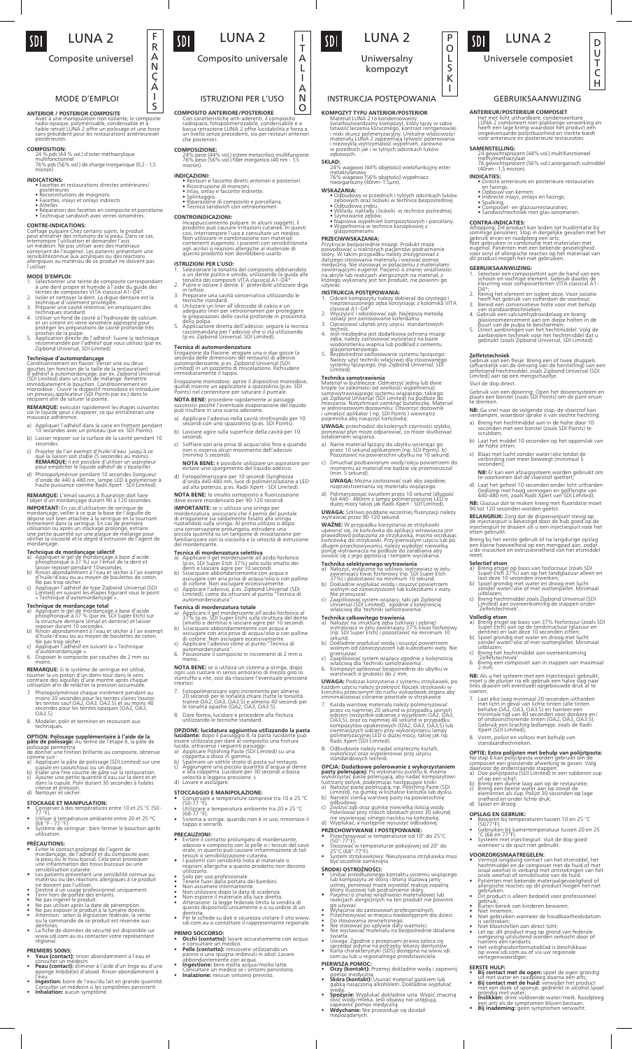# LUNA 2

## Composite universel

## MODE D'EMPLOI

**ANTERIOR / POSTERIOR COMPOSITE**
Avec à une manipulation non collante, le composite radio-opaque, polymérisable, condensable et à faible retrait LUNA 2 offre un polissage et une force sans précédent pour les restaurations antérieureset postérieures.

**COMPOSITION:**
24 % pds (44 % vol.) d'ester méthacrylique multifonctionnel
76% pds (56% vol.) de charge inorganique (0,2 - 1,5 micron)

**INDICATIONS:**
- Facettes et restaurations directes antérieures/ postérieures
- Reconstitutions de moignons
- Facettes, inlays et onlays indirects
- Attelles
- Réparation des facettes en composite et porcelaine
- Technique sandwich avec verres ionomères.

**CONTRE-INDICATIONS:**
Coiffage pulpaire Chez certains sujets, le produit peut entraîner des irritations de la peau. Dans ce cas, interrompre l'utilisation et demander l'avis un médecin. Ne pas utiliser avec des matériaux contenant de l'eugénol. Les patients présentant une sensibilitéconnue aux acryliques ou des réactions allergiques au matériau de ce produit ne doivent pas l'utiliser.

**MODE D'EMPLOI:**
1. Sélectionner une teinte de composite correspondant à une dent propre et humide à l'aide du guide des teintes de composites VITA classical A1–D4*.
2. Isoler et nettoyer la dent. La digue dentaire est la technique d'isolement privilégiée.
3. Préparer une cavité rétentive, en employant des techniques standard.
4. Utiliser un fond de cavité à l'hydroxyde de calcium et un ciment en verre ionomère approprié pour protéger les préparations de cavité profonde très proches de la pulpe.
5. Application directe de l'adhésif: Suivre la technique recommandée par l'adhésif que vous utilisez (par ex. Zipbond Universal, SDI Limited)

**Technique d'automordançage**
Conditionnement en flacon: Verser une ou deux gouttes (en fonction de la taille de la restauration) d'adhésif à automordançage, par ex. Zipbond Universal (SDI Limited) dans un puits de mélange. Refermer immédiatement le bouchon. Conditionnement en monodose : Ouvrir le dispositif monodose et introduire un pinceau applicateur (SDI Points par ex.) dans le récipient afin de saturer la pointe.

**REMARQUE:** exécuter rapidement les étapes suivantes car le liquide peut s'évaporer, ce qui entraînerait une mauvaise adhérence.

a) Appliquer l'adhésif dans la carie en frottant pendant 10 secondes avec un pinceau (par ex. SDI Points).
b) Laisser reposer sur la surface de la cavité pendant 10 secondes.
c) Projeter de l'air exempt d'huile/d'eau jusqu'à ce que la liaison soit stable (5 secondes au moins).
**REMARQUE:** il est possible d'utiliser un aspirateur pour empêcher le liquide adhésif de s'éparpiller.
d) Photopolymériser pendant 10 secondes (longueur d'onde de 440 à 480 nm, lampe LED à polymériser à haute puissance comme Radii Xpert - SDI Limited).

**REMARQUE:** L'émail soumis à fluoration doit faire l'objet d'un mordançage durant 90 à 120 secondes.

**IMPORTANT:** En cas d'utilisation de seringue de mordançage, veiller à ce que la base de l'aiguille de dépose soit bien attachée à la seringue en la tournant fermement dans la seringue. En cas de première utilisation ou après un stockage prolongé, extraire une petite quantité sur une plaque de mélange pour vérifier la viscosité et le degré d'extrusion de l'agent de mordançage.

**Technique de mordançage sélectif**
a) Appliquer le gel de mordançage à base d'acide phosphorique à 37 %) sur l'émail de la dent et laisser reposer pendant 10secondes.
b) Rincer abondamment à l'eau et sécher à l'air exempt d'huile/d'eau ou au moyen de boulettes de coton. Ne pas trop sécher.
c) Appliquer l'adhésif de type Zipbond Universal (SDI Limited) en suivant les étapes figurant sous le point « Technique d'automordançage ».

**Technique de mordançage total**
a) Appliquer le gel de mordançage à base d'acide phosphorique à 37 % (par ex. SDI Super Etch) sur la structure dentaire (émail et dentine) et laisser reposer durant 10 secondes.
b) Rincer abondamment à l'eau et sécher à l'air exempt d'huile/d'eau ou au moyen de boulettes de coton. Ne pas trop sécher.
c) Appliquer l'adhésif en suivant la « Technique d'automordançage ».

6. Disposer le composite par couches de 2 mm ou moins.

**REMARQUE:** Si le système de seringue est utilisé, tourner la vis-piston d'un demi-tour dans le sens contraire des aiguilles d'une montre après chaque utilisation afin de relâcher la pression accumulée.

7. Photopolymériser chaque incrément pendant au moins 20 secondes pour les teintes claires (toutes les teintes sauf OA2, OA3, OA3.5) et au moins 40 secondes pour les teintes opaques (OA2, OA3, OA3.5).
8. Modeler, polir et terminer en recourant aux techniques.

**OPTION: Polissage supplémentaire à l'aide de la pâte de polissage:** Au terme de l'étape 8, la pâte de polissage permettra de donner une finition brillante au composite, obtenue comme suit :
a) Appliquer la pâte de polissage (SDI Limited) sur une cupule en caoutchouc ou un disque.
b) Étaler une fine couche de pâte sur la restauration.
c) Ajouter une petite quantité d'eau sur la dent et et dans la cupule. Polir durant 30 secondes à faibles vitesse et pression.
d) Nettoyer et sécher.

**STOCKAGE ET MANIPULATION:**
- Conserver à des températures entre 10 et 25 °C (50 - 77 °F).
- Utiliser à température ambiante entre 20 et 25 °C (68 °F - 77 °F).
- Système de seringue : bien fermer le bouchon après utilisation.

**PRÉCAUTIONS:**
- Éviter le contact prolongé de l'agent de mordançage, de l'adhésif et du composite avec la peau ou le tissu buccal. Cela peut provoquer une inflammation des tissus buccaux ou une sensibilisation cutanée.
- Les patients présentant une sensibilité connue au matériau ou des réactions allergiques à ce produit ne doivent pas l'utiliser.
- Destiné à un usage professionnel uniquement.
- Tenir hors de portée des enfants.
- Ne pas ingérer le produit.
- Ne pas utiliser après la date de péremption.
- Ne pas exposer le produit à la lumière directe.
- Attention : selon la législation fédérale, la vente ou la commande de ce produit est réservée aux dentistes.
- La fiche de données de sécurité est disponible sur www.sdi.com.au ou contacter votre représentant régional.

**PREMIERS SOINS:**
- **Yeux (contact):** rincer abondamment à l'eau et consulter un médecin.
- **Peau (contact):** éliminer à l'aide d'un linge ou d'une éponge imbibé(e) d'alcool. Rincer abondamment à l'eau.
- **Ingestion:** boire de l'eau/du lait en grande quantité. Consulter un médecin si des symptômes persistent.
- **Inhalation:** aucun symptôme.

# LUNA 2

## Composito universale

## ISTRUZIONI PER L'USO

**COMPOSITO ANTERIORE/POSTERIORE**
Con caratteristiche anti-aderenti, il composito radiopaco, fotopolimerizzabile, condensabile e a bassa retrazione LUNA 2 offre lucidabilità e forza a un livello senza precedenti, sia per restauri anteriori che posteriori.

**COMPOSIZIONE:**
24% peso (44% vol.) estere metacrilico multifunzione.
76% peso (56% vol.) filler inorganico (40 nm - 1,5 micron).

**INDICAZIONI:**
- Restauri e faccette diretti anteriori e posteriori.
- Ricostruzione di monconi.
- Inlay, onlay e faccette indirette.
- Splintaggio.
- Riparazione di composito e porcellana.
- Tecnica sandwich con vetroionomeri.

**CONTROINDICAZIONI:**
Incappucciamento pulpare. In alcuni soggetti, il prodotto può causare irritazioni cutanee. In questi casi, interrompere l'uso e consultare un medico. Non utilizzare in combinazione con materiali contenenti eugenolo. I pazienti con sensibilità nota agli acrilici o reazioni allergiche al materiale di questo prodotto non dovrebbero usarlo.

**ISTRUZIONI PER L'USO:**
1. Selezionare la tonalità del composito abbinandola a un dente pulito e umido, utilizzando la guida alle tonalità del compositi VITA classical A1–D4*.
2. Pulire e isolare il dente. E' preferibile utilizzare diga in lattice.
3. Preparare una cavità conservativa utilizzando le tecniche standard.
4. Utilizzare un liner all'idrossido di calcio e un adeguato liner per vetroionomeri per proteggere le preparazioni delle cavità profonde in prossimità della polpa.
5. Applicazione diretta dell'adesivo: seguire la tecnica raccomandata per l'adesivo che si sta utilizzando (p.es. Zipbond Universal, SDI Limited).

**Tecnica di automordenzatura**
Erogazione da flacone: erogare una o due gocce (a seconda della dimensione del restauro) di adesivo automordenzante, p.es. Zipbond Universal (SDI Limited) in un pozzetto di miscelazione. Richiudere immediatamente il tappo.
Erogazione monodose: aprire il dispositivo monodose, quindi inserire un applicatore a spazzolino (p.es. SDI Points) nel contenitore per saturare il puntale.

**NOTA BENE:** procedere rapidamente ai passaggi successivi poiché l'eventuale evaporazione del liquido può risultare in una scarsa adesione.

a) Applicare l'adesivo nella cavità strofinando per 10 secondi con uno spazzolino (p.es. SDI Points).
b) Lasciare agire sulla superficie della cavità per 10 secondi.
c) Soffiare con aria priva di acqua/olio fino a quando non si osserva alcun movimento dell'adesivo (minimo 5 secondi).
**NOTA BENE:** è possibile utilizzare un aspiratore per evitare uno spargimento del liquido adesivo.
d) Fotopolimerizzare per 10 secondi (lunghezza d'onda 440-480 nm, luce di polimerizzazione a LED ad alta potenza, p.es. Radii Xpert - SDI Limited).

**NOTA BENE:** lo smalto sottoposto a fluorizzazione deve essere mordenzato per 90-120 secondi

**IMPORTANTE:** se si utilizza una siringa per mordenzatura, assicurarsi che il perno del puntale di erogazione sia saldamente fissato alla siringa ruotandolo sulla siringa. Al primo utilizzo o dopo una conservazione prolungata, estrudere una piccola quantità su un tampone di miscelazione per familiarizzare con la viscosità e la velocità di estrusione del mordenzante.

**Tecnica di mordenzatura selettiva**
a) Applicare il gel mordenzante all'acido fosforico (p.es. SDI Super Etch 37%) solo sullo smalto dei denti e lasciare agire per 10 secondi.
b) Sciacquare abbondantemente con acqua e asciugare con aria priva di acqua/olio o con palline di cotone. Non asciugare eccessivamente.
c) Applicare l'adesivo, p.es. Zipbond Universal (SDI Limited), come da istruzioni al punto "Tecnica di automordenzatura".

**Tecnica di mordenzatura totale**
a) Applicare il gel mordenzante all'acido fosforico al 37% (p.es. SDI Super Etch) sulla struttura del dente (smalto e dentina) e lasciare agire per 10 secondi.
b) Sciacquare abbondantemente con acqua e asciugare con aria priva di acqua/olio o con palline di cotone. Non asciugare eccessivamente.
c) Applicare l'adesivo come al punto "Tecnica di automordenzatura".

6. Posizionare il composito in incrementi di 2 mm o meno.

**NOTA BENE:** se si utilizza un sistema a siringa, dopo ogni uso ruotare in senso antiorario di mezzo giro lo stantuffo a vite, così da rilasciare l'eventuale pressione creatasi.

7. Fotopolimerizzare ogni incremento per almeno 20 secondi per le tonalità chiare (tutte le tonalità tranne OA2, OA3, OA3,5) e almeno 40 secondi per le tonalità opache (OA2, OA3, OA3.5).
8. Dare forma, lucidare e procedere alla finitura utilizzando le tecniche standard.

**OPZIONE: lucidatura aggiuntiva utilizzando la pasta lucidante:** dopo il passaggio 8, la pasta lucidante può essere utilizzata per dare al composito una finitura lucida, attraverso i seguenti passaggi:
a) Applicare Polishing Paste (SDI Limited) su una coppetta o disco in gomma.
b) Spalmare un sottile strato di pasta sul restauro.
c) Aggiungere una piccola quantità d'acqua al dente e alla coppetta. Lucidare per 30 secondi a bassa velocità e leggera pressione. s
d) Lavare e asciugare.

**STOCCAGGIO E MANIPOLAZIONE:**
- Conservare a temperature comprese tra 10 e 25 °C (50-77 °F).
- Utilizzare a temperatura ambiente tra 20 e 25 °C (68-77 °F).
- Sistema a siringa: quando non è in uso, rimontare il tappo e serrarlo.

**PRECAUZIONI:**
- Evitare il contatto prolungato di mordenzante, adesivo e composito con la pelle o i tessuti del cavo orale, in quanto può causare infiammazione di tali tessuti o sensibilizzazione cutanea.
- I pazienti con sensibilità nota al materiale o reazioni allergiche a questo prodotto non devono utilizzarlo.
- Solo per uso professionale.
- Tenere fuori dalla portata dei bambini.
- Non assumere internamente.
- Non utilizzare dopo la data di scadenza.
- Non esporre il materiale alla luce diretta.
- Attenzione: la legge federale limita la vendita di questo dispositivo unicamente a o su ordine di un dentista.
- Per le schede su dati e sicurezza visitare il sito www.sdi.com.au o contattare il rappresentante regionale.

**PRIMO SOCCORSO:**
- **Occhi (contatto):** lavare accuratamente con acqua e consultare un medico.
- **Pelle (contatto):** rimuovere utilizzando un panno o una spugna imbevuti in alcol. Lavare abbondantemente con acqua.
- **Ingestione:** bere molta acqua/molto latte. Consultare un medico se i sintomi persistono.
- **Inalazione:** nessun sintomo previsto.

# LUNA 2

## Uniwersalny kompozyt

## INSTRUKCJA POSTĘPOWANIA

**KOMPOZYT TYPU ANTERIOR/POSTERIOR**
Materiał LUNA 2 to kondensowalny światłoutwardzalny kompozyt, który łączy w sobie łatwość leczenia klinicznego, kontrast rentgenowski i niski skurcz polimeryzacyjny. Unikalne właściwości materiału LUNA 2 zapewniają łatwość polerowania i niezwykłą wytrzymałość wypełnień, zarówno w przednich jak i w tylnych odcinkach łuków zębowych.

**SKŁAD:**
24% wagowo (44% objętości) wielofunkcyjny ester metakrylanowy
76% wagowo (56% objętości) wypełniacz nieorganiczny (40nm-1.5µm).

**WSKAZANIA:**
- Odbudowy w przednich i tylnych odcinkach łuków zębowych oraz licówki w technice bezpośredniej.
- Odbudowa zrębu.
- Wkłady, nakłady i licówki w technice pośredniej.
- Szynowanie zębów.
- Naprawa wypełnień kompozytowych i porcelany.
- Wypełnienia w technice kanapkowej z glasjonomerami.

**PRZECIWWSKAZANIA:**
Przykrycie bezpośrednie miazgi. Produkt może powodować u niektórych pacjentów podrażnienie skóry. W takim przypadku należy zrezygnować z dalszego stosowania materiału i wezwać pomoc medyczną. Nie stosować w połączeniu z materiałami zawierającymi eugenol. Pacjenci o znanej wrażliwości na akryle lub reakcjach alergicznych na materiał, z którego wykonany jest ten produkt, nie powinni go używać.

**INSTRUKCJA POSTĘPOWANIA:**
1. Odcień kompozytu należy dobierać do czystego i niezreszuszonego zęba korzystając z kolornika VITA classical A1–D4*.
2. Wyczyścić i odizolować ząb. Najlepszą metodą izolacji jest zastosowanie koferdamu.
3. Opracować ubytek przy użyciu standardowych technik.
4. Jeśli niezbędna jest dodatkowa ochrona miazgi zęba, należy zastosować wyściółkę na bazie wodorotlenku wapnia lub podkład z cementu glasjonomerowego.
5. Bezpośrednie zastosowanie systemu łączącego: Należy użyć techniki właściwej dla stosowanego systemu łączącego, (np. Zipbond Universal, SDI Limited).

**Technika samotrawienia**
Materiał w butelce: Odmierzyć jedną lub dwie krople (w zależności od wielkości wypełnienia) samotrawiącego systemu wiążącego, takiego jak Zipbond Universal (SDI Limited) na podłoże do mieszania. Natychmiast zamknąć buteleczkę. Materiał w jednorazowym dozowniku: Otworzyć dozownik i umieścić aplikator (np. SDI Points) w pojemniku aby nasączyć końcówkę.

**UWAGA:** przechodzić do kolejnych czynności szybko, ponieważ płyn może odparować, co może skutkować osłabieniem wiązania.

a) Nanie materiał łączący do ubytku wcierając go przez 10 sekund aplikatorem (np. SDI Points).
b) Pozostawić na powierzchni ubytku na 10 sekund.
c) Dmuchać pozbawionym wody/oleju powietrzem do momentu aż materiał nie będzie się przemieszczał (min. 5 sekund).
**UWAGA:** Można zastosować ssak aby zapobiec rozprzestrzenianiu się materiału wiążącego.
d) Polimeryzować światłem przez 10 sekund (długość fali 440 - 480nm z lampy polimeryzacyjnej LED o dużej mocy takiej jak Radii Xpert - SDI Limited).

**UWAGA:** Szkliwo poddane wcześniej fluoryzacji należy wytrawiać przez 90-120 sekund.

**WAŻNE:** W przypadku korzystania ze strzykawki upewnić się, że końcówka do aplikacji wtrawiacza jest prawidłowo połączona ze strzykawką, mocno wciskając końcówkę do strzykawki. Przy pierwszym użyciu lub po długim przechowywaniu, należy wydobyć niewielką porcję wytrawiacza na podłoże do zarabiania aby upewnić się z jego gęstością i tempem wyciskania.

**Technika selektywnego wytrawiania**
a) Nałożyć wyłącznie na szkliwo, wytrawiacz w żelu zawierający kwas fosforowy (np. SDI Super Etch 37%) i pozostawić na minimum 10 sekund.
b) Dokładnie wypłukać wodą i osuszyć powietrzem wolnym od zanieczyszczeń lub kuleczkami z waty. Nie przesuszać.
c) Zaaplikować system wiązący, taki jak Zipbond Universal (SDI Limited), zgodnie z kolejnością właściwą dla 'techniki samotrawienia'.

**Technika całkowitego trawienia**
a) Nałożyć na struktury zęba (szkliwo i zębinę) wytrawiacz w żelu zawierający 37% kwas fosforowy (np. SDI Super Etch) i pozostawić na minimum 10 sekund.
b) Dokładnie wypłukać wodą i osuszyć powietrzem wolnym od zanieczyszczeń lub kuleczkami waty. Nie przesuszać.
c) Zaaplikować system wiążący zgodnie z kolejnością właściwą dla 'techniki samotrawienia'.

6. Kompozyt aplikować bezpośrednio do ubytku w warstwach o grubości do 2 mm.

**UWAGA:** Podczas korzystania z systemu strzykawek, po każdym użyciu należy przekręcić tłoczek strzykawki w kierunku przeciwnym do ruchu wskazówek zegara aby zminimalizować ciśnienie powstałe w strzykawce.

7. Każdą warstwę materiału należy polimeryzować przez co najmniej 20 sekund w przypadku jasnych odcieni (wszystkie odcienie z wyjątkiem OA2, OA3, OA3,5), oraz co najmniej 40 sekund w przypadku kompozytów opakerowych (OA2, OA3, OA3,5) lub ciemniejszych odcieni przy wykorzystaniu lampy polimeryzacyjnej LED o dużej mocy, takiej jak np. Radii Xpert (SDI Limited).
8. Odbudowie należy nadać ostateczny kształt, wykończyć oraz wypolerować przy użyciu standardowych technik.

**OPCJA: Dodatkowe polerowanie z wykorzystaniem pasty polerskiej:** Po wykonaniu punktu 8, można wykorzystać pastę polerującą, aby nadać kompozytowi lustrzany połysk, należy wykonać następujące kroki:
a) Nałożyć pastę polerującą, np. Polishing Paste (SDI Limited), na gumkę w kształcie kieliszka lub dysku.
b) Nanieść cienką warstwę pasty na powierzchnię odbudowy.
c) Zwilżyć ząb oraz gumkę niewielką ilością wody. Polerować przy niskich obrotach przez 30 sekund, nie wywierając silnego nacisku na końcówkę.
d) Wypłukać, a następnie wysuszyć odbudowę.

**PRZECHOWYWANIE I POSTĘPOWANIE:**
- Przechowywać w temperaturze od 10° do 25°C (50°-77°F).
- Stosować w temperaturze pokojowej od 20° do 25°C (68°-77°F).
- System strzykawkowy: Nieużywana strzykawka musi być szczelnie zamknięta.

**ŚRODKI OSTROŻNOŚCI:**
- Unikać przedłużonego kontaktu systemu wiążącego lub kompozytu ze skórą i błoną śluzową jamy ustnej, ponieważ może wywołać reakcję zapalną błony śluzowej lub podrażnienie skóry.
- Pacjenci o znanej wrażliwości materiałowej lub reakcjach alergicznych na ten produkt nie powinni go używać.
- Wyłącznie do zastosowań profesjonalnych.
- Przechowywać w miejscu niedostępnym dla dzieci.
- Do stosowania zewnętrznego.
- Nie stosować po upływie daty ważności.
- Nie wystawiać materiału na bezpośrednie działanie światła.
- Uwaga: Zgodnie z przepisami prawa zleca się sprzedaż jedynie na potrzeby lekarzy dentystów.
- Karta charakterystyki (SDS) dostępna na www.sdi.com.au lub u regionalnego przedstawiciela.

**PIERWSZA POMOC:**
- **Oczy (kontakt):** Przemyć dokładnie wodą i zapewnić pomoc medyczną.
- **Skóra (kontakt):** Usunąć materiał gazikiem lub gąbką nasączoną alkoholem. Dokładnie wypłukać wodą.
- **Spożycie:** Wypłukać dokładnie usta. Wypić znaczną ilość wody/mleka. Jeśli objawy nie ustępują, zapewnić pomoc medyczną.
- **Wdychanie:** Nie przewiduje się działań niepożądanych.

# LUNA 2

## Universele composiet

## GEBRUIKSAANWIJZING

**ANTERIEUR/POSTERIEUR COMPOSIET**
Het niet licht uithardbare, condenseerbare LUNA 2 combineert niet-plakkerige verwerking en heeft een lage krimp waardoor het product een ongeëvenaarde polijstbaarheid en sterkte biedt voor anterieure en posterieure restauraties.

**SAMENSTELLING:**
24 gewichtsprocent (44% vol.) multifunctioneel methylmethacrylaat
76 gewichtsprocent (56% vol.) anorganisch vulmiddel (40nm - 1,5 micron)

**INDICATIES:**
- Directe anterieure en posterieure restauraties en facings;
- Opbouw van kernen;
- Indirecte inlays, onlays en facings;
- Spalking;
- Composiet- en glazuurrestauraties;
- Sandwichtechniek met glas-ionomeren.

**CONTRA-INDICATIES:**
Aftopping: Dit product kan leiden tot huidirritatie bij sommige personen; Stop in dergelijke gevallen met het gebruik ervan en raadpleeg een arts; Niet gebruiken in combinatie met materialen met eugenol. Patiënten met een bekende gevoeligheid voor acryl of allergische reacties op het materiaal van dit product mogen het niet gebruiken.

**GEBRUIKSAANWIJZING:**
1. Selecteer een compositetint aan de hand van een schoon en vochtige element. Gebruik daarbij de kleurring voor compositetinten VITA classical A1–D4*;
2. Reinig het element en isoleer deze. Voor isolatie heeft het gebruik van cofferdam de voorkeur;
3. Bereid een conservatieve holte voor met behulp van standaardtechnieken;
4. Gebruik een calciumhydroxidelaag en breng een glasionomeercement aan om diepe holten in de buurt van de pulpa te beschermen;
5. Direct aanbrengen van het hechtmiddel: Volg de aanbevolen techniek voor het hechtmiddel dat u gebruikt (zoals Zipbond Universal, SDI Limited)

**Zelfetstechniek**
Gebruik van een flesje: Breng een of twee druppels (afhankelijk van de omvang van de herstelling) van een zelfetsend hechtmiddel, zoals Zipbond Universal (SDI Limited) aan op een mengschaaltje.

Sluit de dop direct.

Gebruik van een dosering: Open het doseersysteem en plaats een borstel (zoals SDI Points) om de punt ervan te drenken.

**NB:** Ga snel naar de volgende stap; de vloeistof kan verdampen, waardoor sprake is van slechte hechting.

a) Breng het hechtmiddel aan in de holte door 10 seconden met een borstel (zoals SDI Points) te schrobben;
b) Laat het middel 10 seconden op het oppervlak van de holte zitten;
c) Blaas met lucht zonder water/olie totdat de verbinding niet meer beweegt (minimaal 5 seconden);
**NB:** Er kan een afzuigsysteem worden gebruikt om te voorkomen dat de vloeistof spettert;
d) Laat het geheel 10 seconden onder licht uitharden (ledlamp met hoog vermogen en golflengte van 440-480 nm, zoals Radii Xpert van SDI Limited);

**NB:** Glazuur dat te maken kreeg met fluoridatie moet 90 tot 120 seconden worden geëtst.

**BELANGRIJK:** Zorg dat de dispenserpunt stevig op de injectiespuit is bevestigd door de hub goed op de injectiespuit te draaien als u een injectiespuit voor het etsen gebruikt.

Breng bij het eerste gebruik of na langdurige opslag een kleine hoeveelheid op een mengpad aan, zodat u de viscositeit en extrusiesnelheid van het etsmiddel weet;

**Selectief etsen**
a) Breng etsgel op basis van fosforzuur (zoals SDI Super Etch 37%) aan op het tandglazuur alleen en laat deze 10 seconden inwerken;
b) Spoel grondig met water en droog met lucht zonder water/olie of met wattenbolletjes. Minimaal uitblazen;
c) Breng hechtmiddel zoals Zipbond Universal (SDI Limited) aan overeenkomstig de stappen onder 'Zelfetstechniek'.

**Volledig etsen**
a) Breng etsgel op basis van 37% fosforzuur (zoals SDI Super Etch) aan op de tandstructuur (glazuur en dentine) en laat deze 10 seconden zitten;
b) Spoel grondig met water en droog met lucht zonder water/olie of met wattenbolletjes. Minimaal uitblazen;
c) Breng het hechtmiddel aan overeenkomstig 'Zelfetstechniek'.

6. Breng een composiet aan in stappen van maximaal 2 mm;

**NB:** Als u het systeem met een injectiespuit gebruikt, moet u de plunjer na elk gebruik een halve slag naar links draaien om eventueel opgebouwde druk af te voeren;

7. Laat elke laag minimaal 20 seconden uitharden met licht in geval van lichte tinten (alle tinten behalve OA2, OA3, OA3.5) en hanteer een minimale tijd van 40 seconden voor donkere en/of ondoorschijnende tinten (OA2, OA3, OA3.5). Gebruik een krachtig ledlampje, zoals de Radii Xpert (SDI Limited);
8. Vorm, polijst en voltooi met behulp van standaardtechnieken.

**OPTIE: Extra polijsten met behulp van polijstpasta:** Na stap 8 kan polijstpasta worden gebruikt om de composiet een glanzende afwerking te geven. Volg daarvoor de onderstaande stappen:
a) Doe polijstpasta (SDI Limited) in een rubberen cup of op een schijf;
b) Breng een dunne laag aan op de restauratie;
c) Breng een beetje water aan op zowel de elementen als cup. Polijst 30 seconden op lage snelheid en onder lichte druk;
d) Spoel en droog.

**OPSLAG EN GEBRUIK:**
- Bewaren bij temperaturen tussen 10 en 25 °C (50-77°F);
- Gebruiken bij kamertemperatuur tussen 20 en 25 °C (68 en 77°F);
- Systeem met injectiespuit: sluit de dop goed wanneer u de spuit niet gebruikt.

**VOORZORGSMAATREGELEN:**
- Vermijd langdurig contact van het etsmiddel, het hechtmiddel en de composiet met de huid of met orale weefsel (in verband met ontstekingen van het orale weefsel of sensibilisatie van de huid;
- Patiënten met bekende materiaalgevoeligheid of allergische reacties op dit product mogen het niet gebruiken;
- Dit product is alleen bedoeld voor professioneel gebruik;
- Buiten bereik van kinderen bewaren;
- Niet innemen;
- Niet gebruiken wanneer de houdbaarheidsdatum is verstreken;
- Niet blootstellen aan direct licht;
- Let op: dit product mag op grond van federale wetgeving uitsluitend worden verkocht door of namens een tandarts;
- Het veiligheidsinformatieblad is beschikbaar op www.sdi.com.au of via uw regionale vertegenwoordiger;

**EERSTE HULP:**
- **Bij contact met de ogen:** spoel de ogen grondig uit met water en raadpleeg daarna een arts;
- **Bij contact met de huid:** verwijder het product met een doek of spons, gedrenkt in alcohol. Spoel grondig met water;
- **Inslikken:** drink voldoende water/melk. Raadpleeg een arts als de symptomen blijven bestaan.
- **Bij inademing:** geen symptomen verwacht.